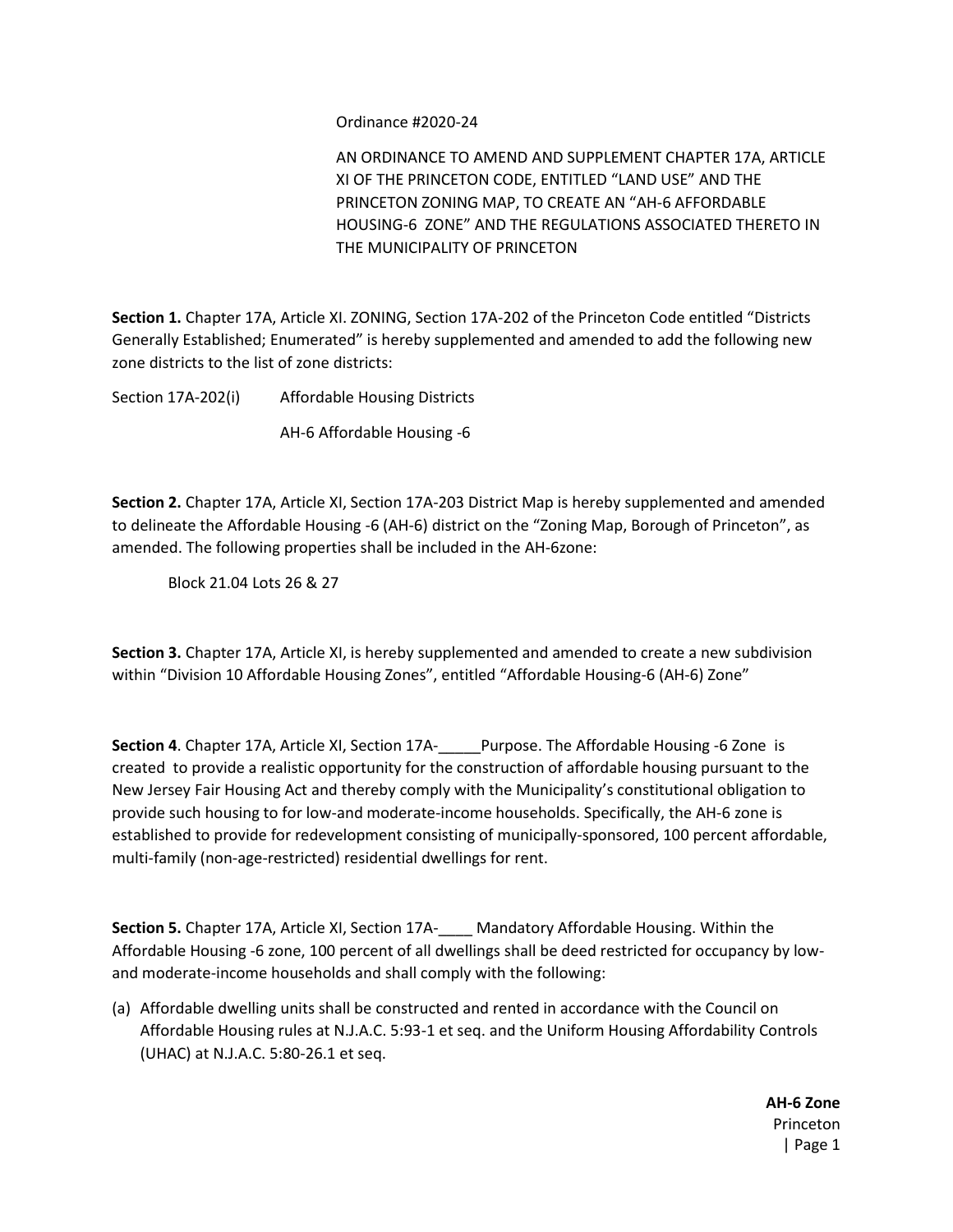Ordinance #2020-24

AN ORDINANCE TO AMEND AND SUPPLEMENT CHAPTER 17A, ARTICLE XI OF THE PRINCETON CODE, ENTITLED "LAND USE" AND THE PRINCETON ZONING MAP, TO CREATE AN "AH-6 AFFORDABLE HOUSING-6 ZONE" AND THE REGULATIONS ASSOCIATED THERETO IN THE MUNICIPALITY OF PRINCETON

**Section 1.** Chapter 17A, Article XI. ZONING, Section 17A-202 of the Princeton Code entitled "Districts Generally Established; Enumerated" is hereby supplemented and amended to add the following new zone districts to the list of zone districts:

Section 17A-202(i) Affordable Housing Districts

AH-6 Affordable Housing -6

**Section 2.** Chapter 17A, Article XI, Section 17A-203 District Map is hereby supplemented and amended to delineate the Affordable Housing -6 (AH-6) district on the "Zoning Map, Borough of Princeton", as amended. The following properties shall be included in the AH-6zone:

Block 21.04 Lots 26 & 27

**Section 3.** Chapter 17A, Article XI, is hereby supplemented and amended to create a new subdivision within "Division 10 Affordable Housing Zones", entitled "Affordable Housing-6 (AH-6) Zone"

**Section 4**. Chapter 17A, Article XI, Section 17A-_____Purpose. The Affordable Housing -6 Zone is created to provide a realistic opportunity for the construction of affordable housing pursuant to the New Jersey Fair Housing Act and thereby comply with the Municipality's constitutional obligation to provide such housing to for low-and moderate-income households. Specifically, the AH-6 zone is established to provide for redevelopment consisting of municipally-sponsored, 100 percent affordable, multi-family (non-age-restricted) residential dwellings for rent.

**Section 5.** Chapter 17A, Article XI, Section 17A-____ Mandatory Affordable Housing. Within the Affordable Housing -6 zone, 100 percent of all dwellings shall be deed restricted for occupancy by low- and moderate-income households and shall comply with the following:

(a) Affordable dwelling units shall be constructed and rented in accordance with the Council on Affordable Housing rules at N.J.A.C. 5:93-1 et seq. and the Uniform Housing Affordability Controls (UHAC) at N.J.A.C. 5:80-26.1 et seq.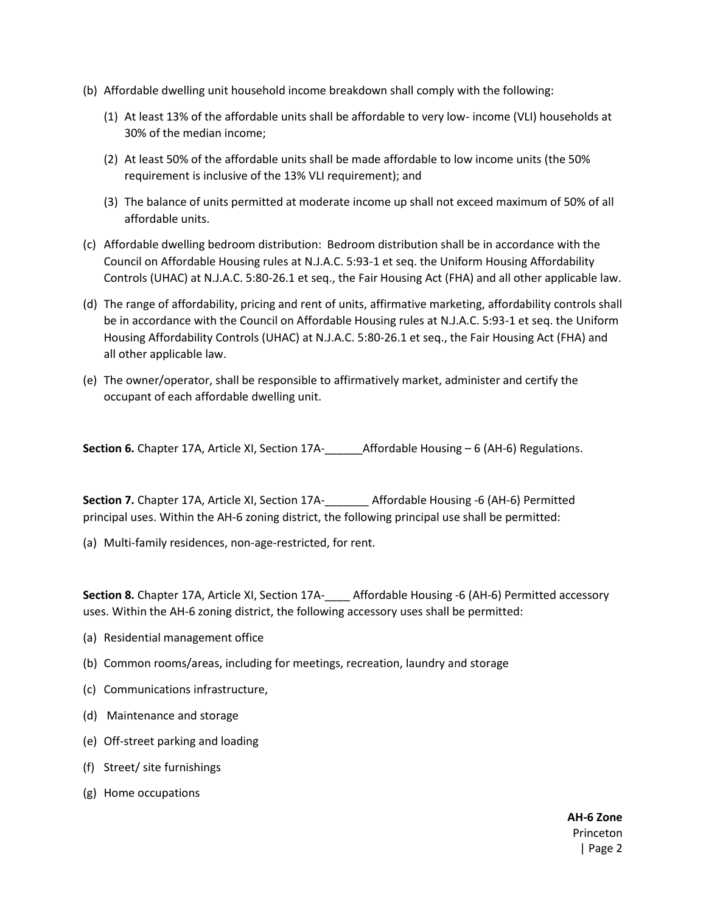(b) Affordable dwelling unit household income breakdown shall comply with the following:

   (1) At least 13% of the affordable units shall be affordable to very low- income (VLI) households at 30% of the median income;

   (2) At least 50% of the affordable units shall be made affordable to low income units (the 50% requirement is inclusive of the 13% VLI requirement); and

   (3) The balance of units permitted at moderate income up shall not exceed maximum of 50% of all affordable units.

(c) Affordable dwelling bedroom distribution: Bedroom distribution shall be in accordance with the Council on Affordable Housing rules at N.J.A.C. 5:93-1 et seq. the Uniform Housing Affordability Controls (UHAC) at N.J.A.C. 5:80-26.1 et seq., the Fair Housing Act (FHA) and all other applicable law.

(d) The range of affordability, pricing and rent of units, affirmative marketing, affordability controls shall be in accordance with the Council on Affordable Housing rules at N.J.A.C. 5:93-1 et seq. the Uniform Housing Affordability Controls (UHAC) at N.J.A.C. 5:80-26.1 et seq., the Fair Housing Act (FHA) and all other applicable law.

(e) The owner/operator, shall be responsible to affirmatively market, administer and certify the occupant of each affordable dwelling unit.

**Section 6.** Chapter 17A, Article XI, Section 17A-______Affordable Housing – 6 (AH-6) Regulations.

**Section 7.** Chapter 17A, Article XI, Section 17A-_______ Affordable Housing -6 (AH-6) Permitted principal uses. Within the AH-6 zoning district, the following principal use shall be permitted:

(a) Multi-family residences, non-age-restricted, for rent.

**Section 8.** Chapter 17A, Article XI, Section 17A-____ Affordable Housing -6 (AH-6) Permitted accessory uses. Within the AH-6 zoning district, the following accessory uses shall be permitted:

(a) Residential management office

(b) Common rooms/areas, including for meetings, recreation, laundry and storage

(c) Communications infrastructure,

(d) Maintenance and storage

(e) Off-street parking and loading

(f) Street/ site furnishings

(g) Home occupations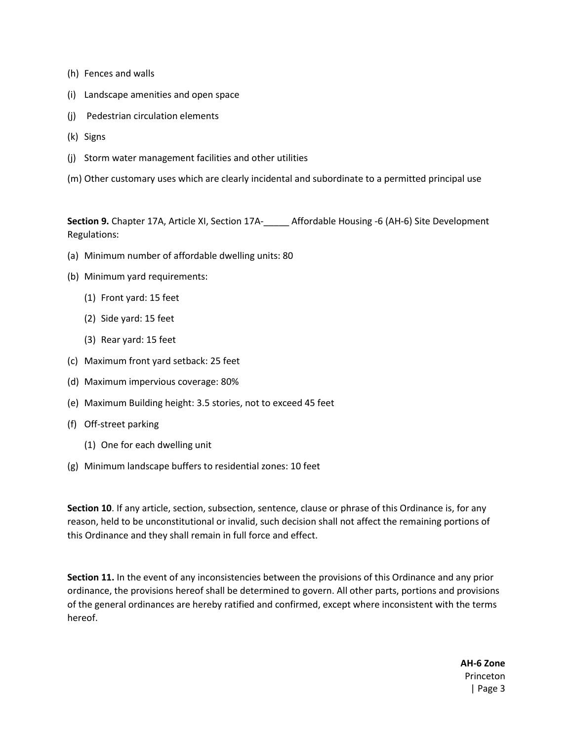(h) Fences and walls

(i) Landscape amenities and open space

(j) Pedestrian circulation elements

(k) Signs

(j) Storm water management facilities and other utilities

(m) Other customary uses which are clearly incidental and subordinate to a permitted principal use

**Section 9.** Chapter 17A, Article XI, Section 17A-_____ Affordable Housing -6 (AH-6) Site Development Regulations:

(a) Minimum number of affordable dwelling units: 80

(b) Minimum yard requirements:

   (1) Front yard: 15 feet

   (2) Side yard: 15 feet

   (3) Rear yard: 15 feet

(c) Maximum front yard setback: 25 feet

(d) Maximum impervious coverage: 80%

(e) Maximum Building height: 3.5 stories, not to exceed 45 feet

(f) Off-street parking

   (1) One for each dwelling unit

(g) Minimum landscape buffers to residential zones: 10 feet

**Section 10**. If any article, section, subsection, sentence, clause or phrase of this Ordinance is, for any reason, held to be unconstitutional or invalid, such decision shall not affect the remaining portions of this Ordinance and they shall remain in full force and effect.

**Section 11.** In the event of any inconsistencies between the provisions of this Ordinance and any prior ordinance, the provisions hereof shall be determined to govern. All other parts, portions and provisions of the general ordinances are hereby ratified and confirmed, except where inconsistent with the terms hereof.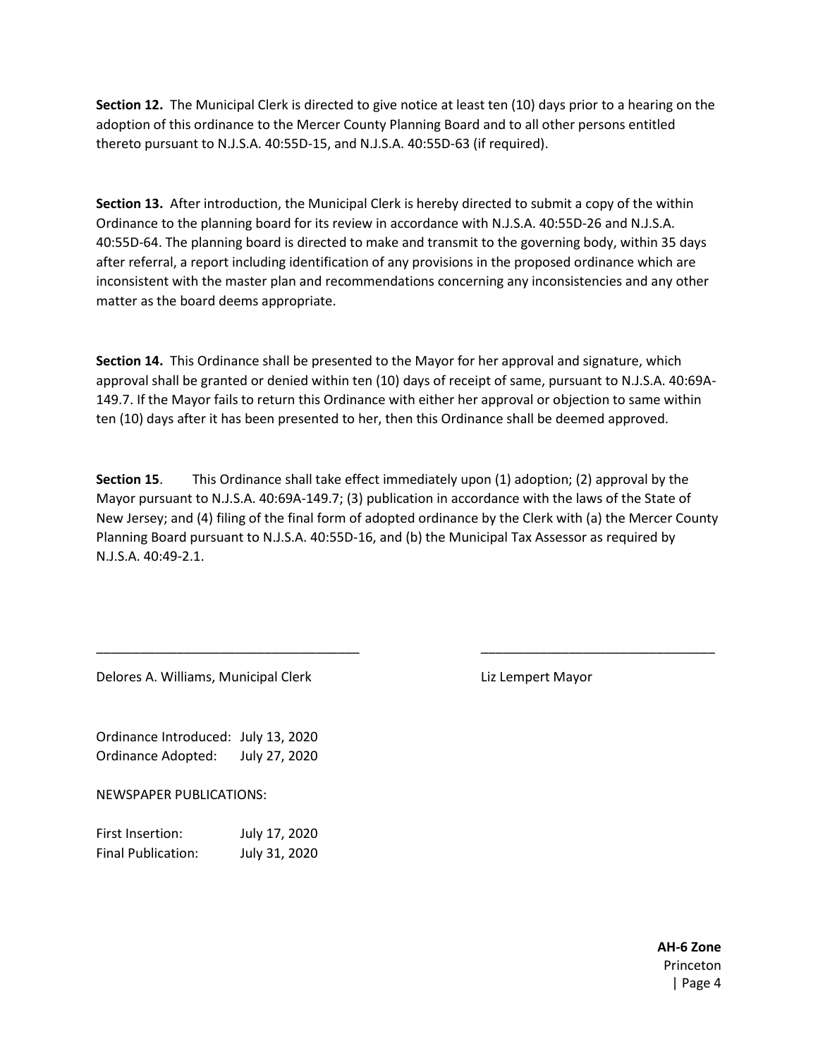**Section 12.** The Municipal Clerk is directed to give notice at least ten (10) days prior to a hearing on the adoption of this ordinance to the Mercer County Planning Board and to all other persons entitled thereto pursuant to N.J.S.A. 40:55D-15, and N.J.S.A. 40:55D-63 (if required).

**Section 13.** After introduction, the Municipal Clerk is hereby directed to submit a copy of the within Ordinance to the planning board for its review in accordance with N.J.S.A. 40:55D-26 and N.J.S.A. 40:55D-64. The planning board is directed to make and transmit to the governing body, within 35 days after referral, a report including identification of any provisions in the proposed ordinance which are inconsistent with the master plan and recommendations concerning any inconsistencies and any other matter as the board deems appropriate.

**Section 14.** This Ordinance shall be presented to the Mayor for her approval and signature, which approval shall be granted or denied within ten (10) days of receipt of same, pursuant to N.J.S.A. 40:69A-149.7. If the Mayor fails to return this Ordinance with either her approval or objection to same within ten (10) days after it has been presented to her, then this Ordinance shall be deemed approved.

**Section 15**. This Ordinance shall take effect immediately upon (1) adoption; (2) approval by the Mayor pursuant to N.J.S.A. 40:69A-149.7; (3) publication in accordance with the laws of the State of New Jersey; and (4) filing of the final form of adopted ordinance by the Clerk with (a) the Mercer County Planning Board pursuant to N.J.S.A. 40:55D-16, and (b) the Municipal Tax Assessor as required by N.J.S.A. 40:49-2.1.

____________________________________ ________________________________

Delores A. Williams, Municipal Clerk Liz Lempert Mayor

Ordinance Introduced: July 13, 2020
Ordinance Adopted: July 27, 2020

NEWSPAPER PUBLICATIONS:

First Insertion: July 17, 2020
Final Publication: July 31, 2020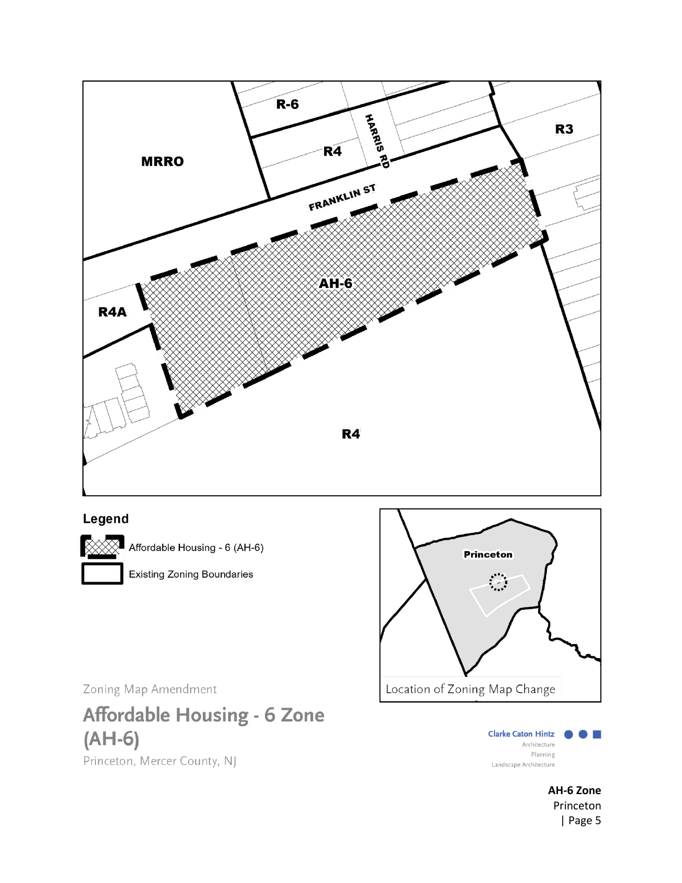R-6

R4

HARRIS RD

R3

MRRO

FRANKLIN ST

AH-6

R4A

R4

**Legend**

Affordable Housing - 6 (AH-6)

Existing Zoning Boundaries

Princeton

Location of Zoning Map Change

Zoning Map Amendment

## Affordable Housing - 6 Zone (AH-6)

Princeton, Mercer County, NJ

Clarke Caton Hintz
Architecture
Planning
Landscape Architecture

**AH-6 Zone**
Princeton